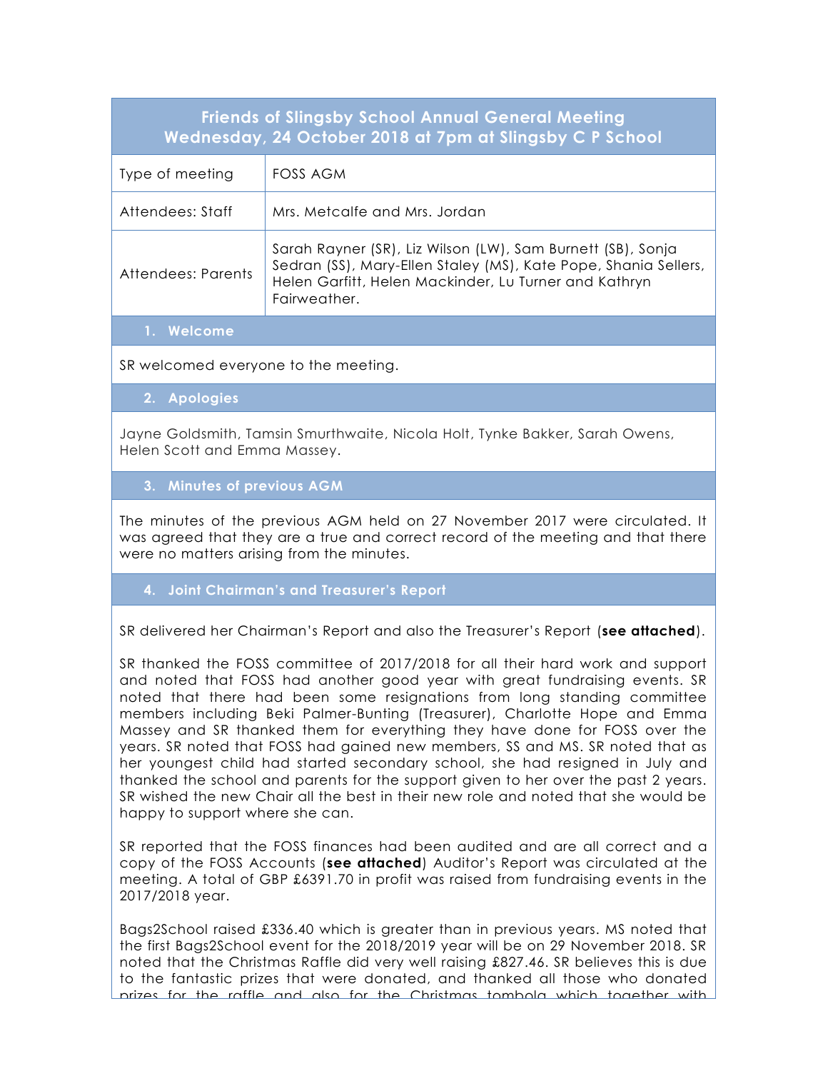# Friends of Slingsby School Annual General Meeting
## Wednesday, 24 October 2018 at 7pm at Slingsby C P School

| | |
|---|---|
| Type of meeting | FOSS AGM |
| Attendees: Staff | Mrs. Metcalfe and Mrs. Jordan |
| Attendees: Parents | Sarah Rayner (SR), Liz Wilson (LW), Sam Burnett (SB), Sonja Sedran (SS), Mary-Ellen Staley (MS), Kate Pope, Shania Sellers, Helen Garfitt, Helen Mackinder, Lu Turner and Kathryn Fairweather. |

### 1. Welcome

SR welcomed everyone to the meeting.

### 2. Apologies

Jayne Goldsmith, Tamsin Smurthwaite, Nicola Holt, Tynke Bakker, Sarah Owens, Helen Scott and Emma Massey.

### 3. Minutes of previous AGM

The minutes of the previous AGM held on 27 November 2017 were circulated. It was agreed that they are a true and correct record of the meeting and that there were no matters arising from the minutes.

### 4. Joint Chairman's and Treasurer's Report

SR delivered her Chairman's Report and also the Treasurer's Report (**see attached**).

SR thanked the FOSS committee of 2017/2018 for all their hard work and support and noted that FOSS had another good year with great fundraising events. SR noted that there had been some resignations from long standing committee members including Beki Palmer-Bunting (Treasurer), Charlotte Hope and Emma Massey and SR thanked them for everything they have done for FOSS over the years. SR noted that FOSS had gained new members, SS and MS. SR noted that as her youngest child had started secondary school, she had resigned in July and thanked the school and parents for the support given to her over the past 2 years. SR wished the new Chair all the best in their new role and noted that she would be happy to support where she can.

SR reported that the FOSS finances had been audited and are all correct and a copy of the FOSS Accounts (**see attached**) Auditor's Report was circulated at the meeting. A total of GBP £6391.70 in profit was raised from fundraising events in the 2017/2018 year.

Bags2School raised £336.40 which is greater than in previous years. MS noted that the first Bags2School event for the 2018/2019 year will be on 29 November 2018. SR noted that the Christmas Raffle did very well raising £827.46. SR believes this is due to the fantastic prizes that were donated, and thanked all those who donated prizes for the raffle and also for the Christmas tombola which together with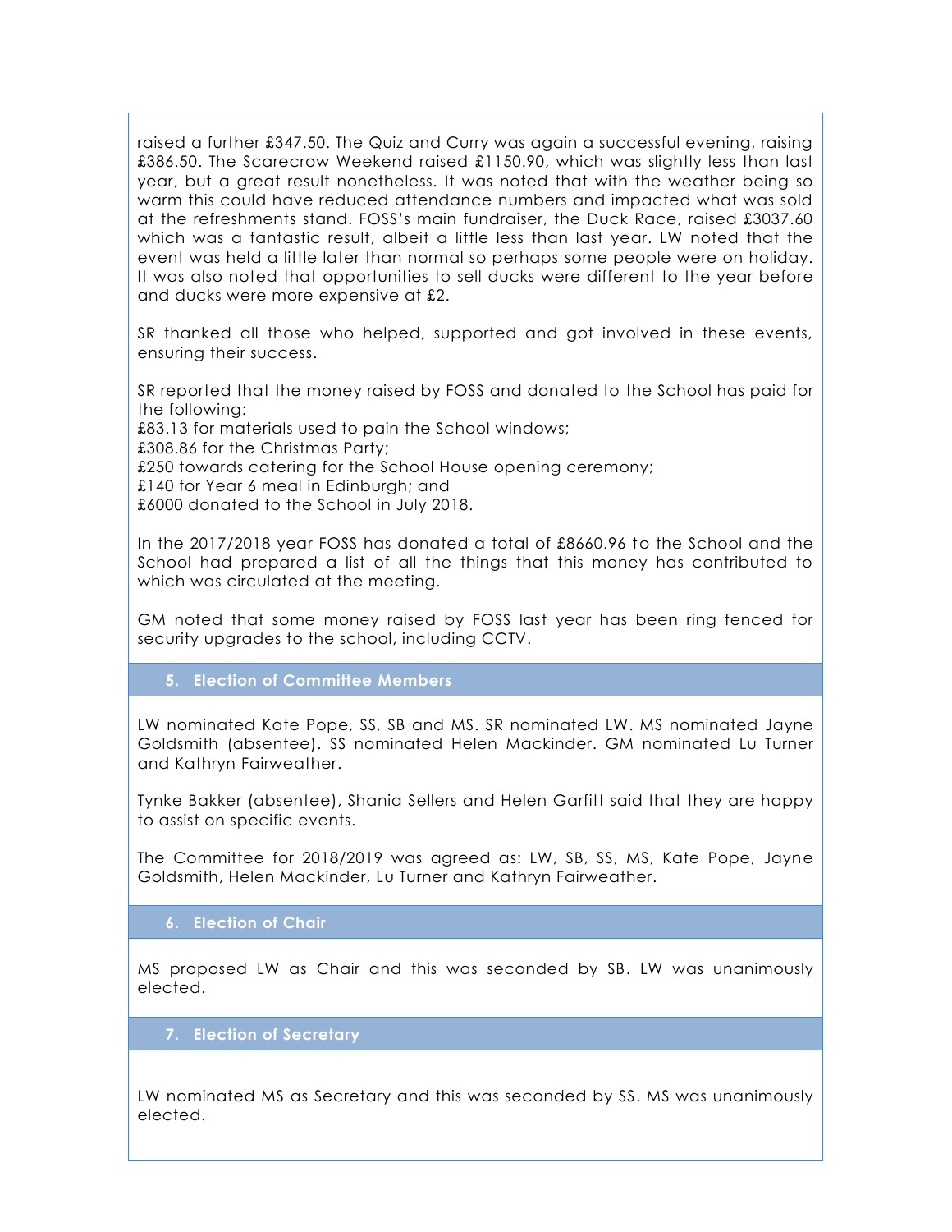raised a further £347.50. The Quiz and Curry was again a successful evening, raising £386.50. The Scarecrow Weekend raised £1150.90, which was slightly less than last year, but a great result nonetheless. It was noted that with the weather being so warm this could have reduced attendance numbers and impacted what was sold at the refreshments stand. FOSS's main fundraiser, the Duck Race, raised £3037.60 which was a fantastic result, albeit a little less than last year. LW noted that the event was held a little later than normal so perhaps some people were on holiday. It was also noted that opportunities to sell ducks were different to the year before and ducks were more expensive at £2.

SR thanked all those who helped, supported and got involved in these events, ensuring their success.

SR reported that the money raised by FOSS and donated to the School has paid for the following:
£83.13 for materials used to pain the School windows;
£308.86 for the Christmas Party;
£250 towards catering for the School House opening ceremony;
£140 for Year 6 meal in Edinburgh; and
£6000 donated to the School in July 2018.

In the 2017/2018 year FOSS has donated a total of £8660.96 to the School and the School had prepared a list of all the things that this money has contributed to which was circulated at the meeting.

GM noted that some money raised by FOSS last year has been ring fenced for security upgrades to the school, including CCTV.

## 5. Election of Committee Members

LW nominated Kate Pope, SS, SB and MS. SR nominated LW. MS nominated Jayne Goldsmith (absentee). SS nominated Helen Mackinder. GM nominated Lu Turner and Kathryn Fairweather.

Tynke Bakker (absentee), Shania Sellers and Helen Garfitt said that they are happy to assist on specific events.

The Committee for 2018/2019 was agreed as: LW, SB, SS, MS, Kate Pope, Jayne Goldsmith, Helen Mackinder, Lu Turner and Kathryn Fairweather.

## 6. Election of Chair

MS proposed LW as Chair and this was seconded by SB. LW was unanimously elected.

## 7. Election of Secretary

LW nominated MS as Secretary and this was seconded by SS. MS was unanimously elected.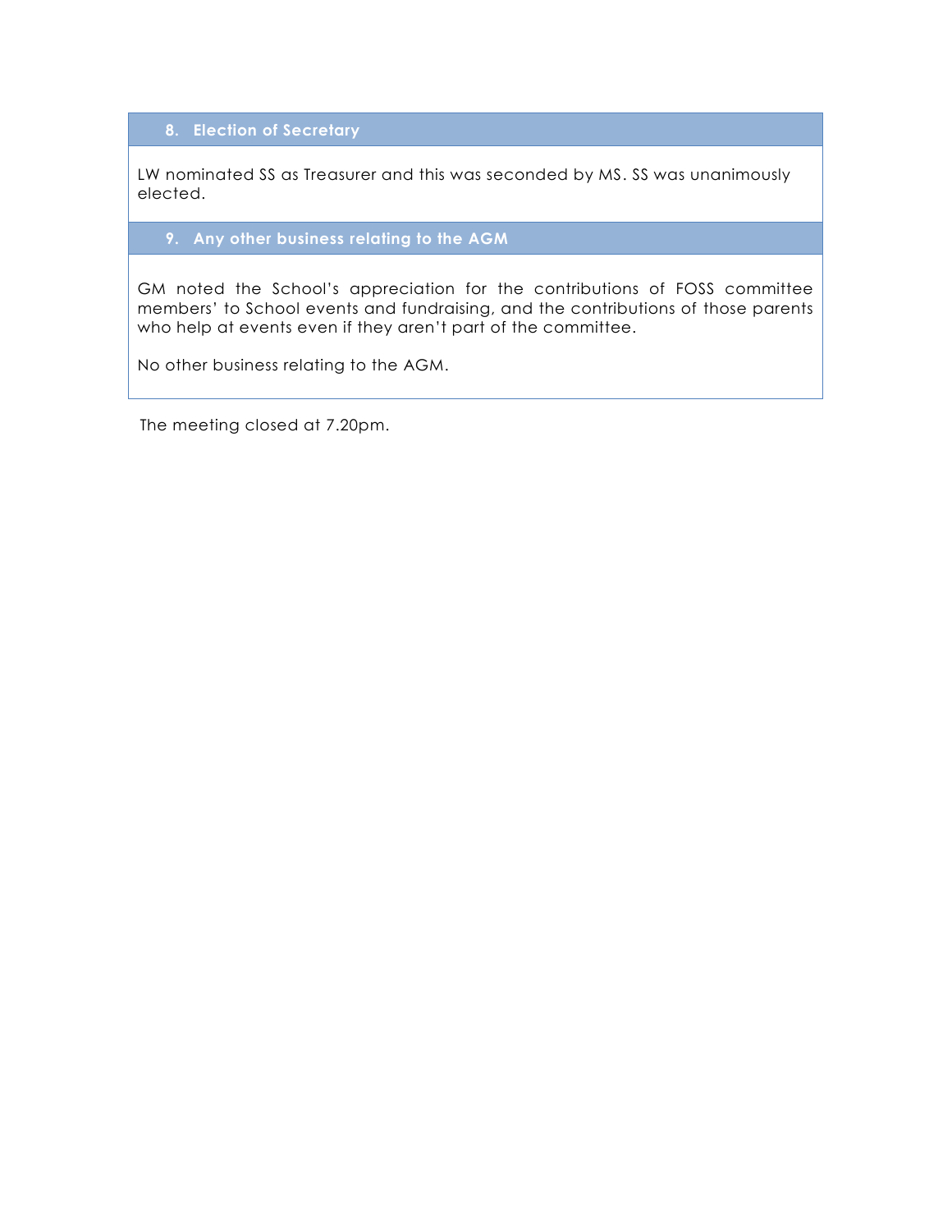### 8. Election of Secretary

LW nominated SS as Treasurer and this was seconded by MS. SS was unanimously elected.

### 9. Any other business relating to the AGM

GM noted the School's appreciation for the contributions of FOSS committee members' to School events and fundraising, and the contributions of those parents who help at events even if they aren't part of the committee.

No other business relating to the AGM.

The meeting closed at 7.20pm.